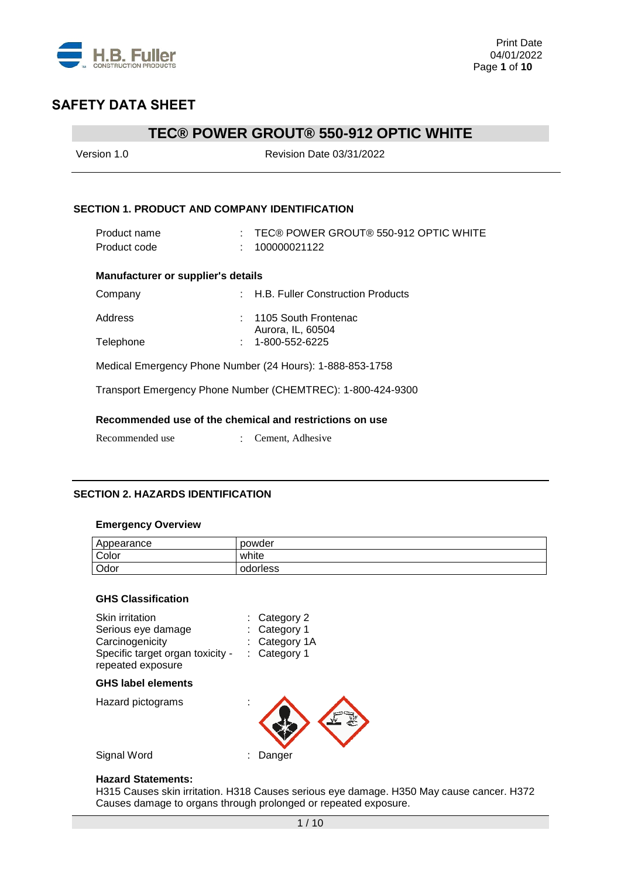# SAFETY DATA SHEET

## TEC® POWER GROUT® 550-912 OPTIC WHITE

Version 1.0 Revision Date 03/31/2022

### SECTION 1. PRODUCT AND COMPANY IDENTIFICATION

Product name : TEC® POWER GROUT® 550-912 OPTIC WHITE
Product code : 100000021122

**Manufacturer or supplier's details**

Company : H.B. Fuller Construction Products

Address : 1105 South Frontenac
Aurora, IL, 60504

Telephone : 1-800-552-6225

Medical Emergency Phone Number (24 Hours): 1-888-853-1758

Transport Emergency Phone Number (CHEMTREC): 1-800-424-9300

**Recommended use of the chemical and restrictions on use**

Recommended use : Cement, Adhesive

### SECTION 2. HAZARDS IDENTIFICATION

**Emergency Overview**

| Appearance | powder |
|---|---|
| Color | white |
| Odor | odorless |

**GHS Classification**

Skin irritation : Category 2
Serious eye damage : Category 1
Carcinogenicity : Category 1A
Specific target organ toxicity - repeated exposure : Category 1

**GHS label elements**

Hazard pictograms :

Signal Word : Danger

**Hazard Statements:**
H315 Causes skin irritation. H318 Causes serious eye damage. H350 May cause cancer. H372 Causes damage to organs through prolonged or repeated exposure.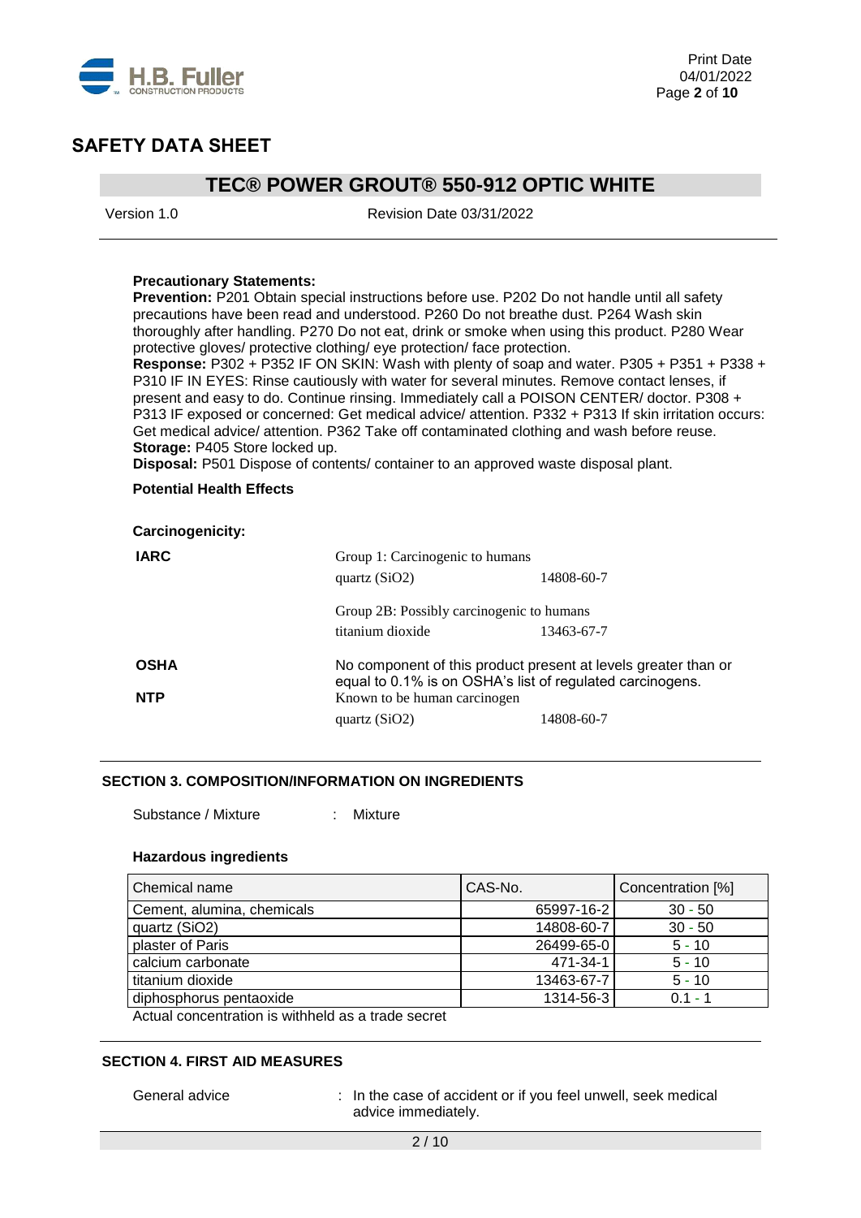**Precautionary Statements:**
**Prevention:** P201 Obtain special instructions before use. P202 Do not handle until all safety precautions have been read and understood. P260 Do not breathe dust. P264 Wash skin thoroughly after handling. P270 Do not eat, drink or smoke when using this product. P280 Wear protective gloves/ protective clothing/ eye protection/ face protection.
**Response:** P302 + P352 IF ON SKIN: Wash with plenty of soap and water. P305 + P351 + P338 + P310 IF IN EYES: Rinse cautiously with water for several minutes. Remove contact lenses, if present and easy to do. Continue rinsing. Immediately call a POISON CENTER/ doctor. P308 + P313 IF exposed or concerned: Get medical advice/ attention. P332 + P313 If skin irritation occurs: Get medical advice/ attention. P362 Take off contaminated clothing and wash before reuse.
**Storage:** P405 Store locked up.
**Disposal:** P501 Dispose of contents/ container to an approved waste disposal plant.

**Potential Health Effects**

**Carcinogenicity:**

**IARC**

Group 1: Carcinogenic to humans

| | |
|---|---|
| quartz ($SiO_2$) | 14808-60-7 |

Group 2B: Possibly carcinogenic to humans

| | |
|---|---|
| titanium dioxide | 13463-67-7 |

**OSHA**

No component of this product present at levels greater than or equal to 0.1% is on OSHA's list of regulated carcinogens.

**NTP**

Known to be human carcinogen

| | |
|---|---|
| quartz ($SiO_2$) | 14808-60-7 |

## SECTION 3. COMPOSITION/INFORMATION ON INGREDIENTS

Substance / Mixture : Mixture

**Hazardous ingredients**

| Chemical name | CAS-No. | Concentration [%] |
|---|---|---|
| Cement, alumina, chemicals | 65997-16-2 | 30 - 50 |
| quartz ($SiO_2$) | 14808-60-7 | 30 - 50 |
| plaster of Paris | 26499-65-0 | 5 - 10 |
| calcium carbonate | 471-34-1 | 5 - 10 |
| titanium dioxide | 13463-67-7 | 5 - 10 |
| diphosphorus pentaoxide | 1314-56-3 | 0.1 - 1 |

Actual concentration is withheld as a trade secret

## SECTION 4. FIRST AID MEASURES

General advice : In the case of accident or if you feel unwell, seek medical advice immediately.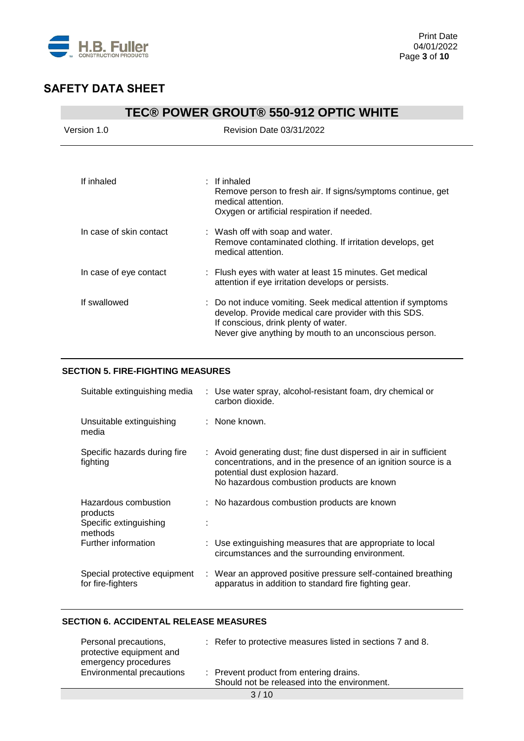| | |
|---|---|
| If inhaled | : If inhaled<br>Remove person to fresh air. If signs/symptoms continue, get medical attention.<br>Oxygen or artificial respiration if needed. |
| In case of skin contact | : Wash off with soap and water.<br>Remove contaminated clothing. If irritation develops, get medical attention. |
| In case of eye contact | : Flush eyes with water at least 15 minutes. Get medical attention if eye irritation develops or persists. |
| If swallowed | : Do not induce vomiting. Seek medical attention if symptoms develop. Provide medical care provider with this SDS.<br>If conscious, drink plenty of water.<br>Never give anything by mouth to an unconscious person. |

## SECTION 5. FIRE-FIGHTING MEASURES

| | |
|---|---|
| Suitable extinguishing media | : Use water spray, alcohol-resistant foam, dry chemical or carbon dioxide. |
| Unsuitable extinguishing media | : None known. |
| Specific hazards during fire fighting | : Avoid generating dust; fine dust dispersed in air in sufficient concentrations, and in the presence of an ignition source is a potential dust explosion hazard.<br>No hazardous combustion products are known |
| Hazardous combustion products | : No hazardous combustion products are known |
| Specific extinguishing methods | : |
| Further information | : Use extinguishing measures that are appropriate to local circumstances and the surrounding environment. |
| Special protective equipment for fire-fighters | : Wear an approved positive pressure self-contained breathing apparatus in addition to standard fire fighting gear. |

## SECTION 6. ACCIDENTAL RELEASE MEASURES

| | |
|---|---|
| Personal precautions, protective equipment and emergency procedures | : Refer to protective measures listed in sections 7 and 8. |
| Environmental precautions | : Prevent product from entering drains.<br>Should not be released into the environment. |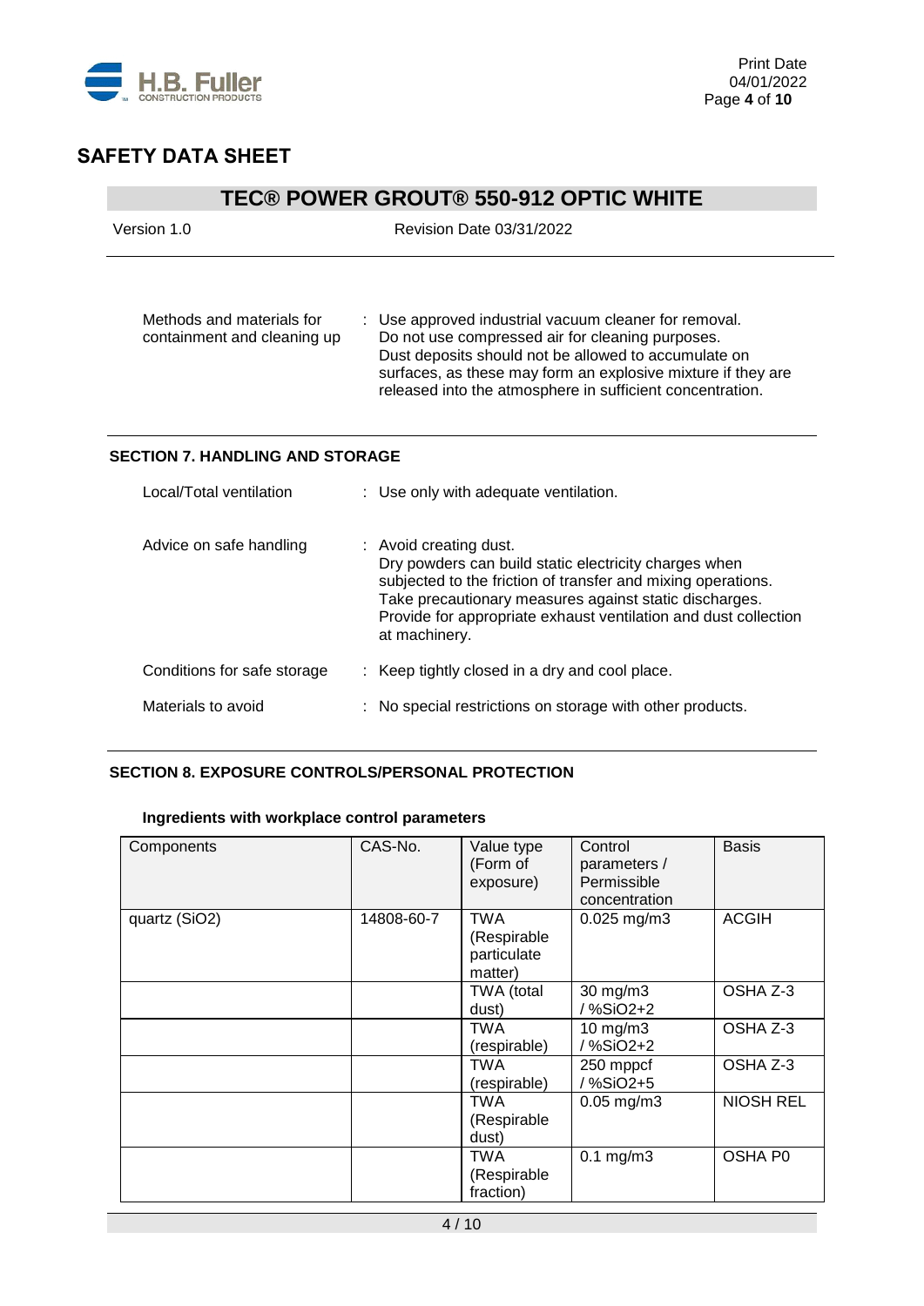| | | |
|---|---|---|
| Methods and materials for containment and cleaning up | : | Use approved industrial vacuum cleaner for removal. Do not use compressed air for cleaning purposes. Dust deposits should not be allowed to accumulate on surfaces, as these may form an explosive mixture if they are released into the atmosphere in sufficient concentration. |

## SECTION 7. HANDLING AND STORAGE

| | | |
|---|---|---|
| Local/Total ventilation | : | Use only with adequate ventilation. |
| Advice on safe handling | : | Avoid creating dust. Dry powders can build static electricity charges when subjected to the friction of transfer and mixing operations. Take precautionary measures against static discharges. Provide for appropriate exhaust ventilation and dust collection at machinery. |
| Conditions for safe storage | : | Keep tightly closed in a dry and cool place. |
| Materials to avoid | : | No special restrictions on storage with other products. |

## SECTION 8. EXPOSURE CONTROLS/PERSONAL PROTECTION

### Ingredients with workplace control parameters

| Components | CAS-No. | Value type (Form of exposure) | Control parameters / Permissible concentration | Basis |
|---|---|---|---|---|
| quartz ($SiO_2$) | 14808-60-7 | TWA (Respirable particulate matter) | 0.025 mg/m3 | ACGIH |
| | | TWA (total dust) | 30 mg/m3 / %SiO2+2 | OSHA Z-3 |
| | | TWA (respirable) | 10 mg/m3 / %SiO2+2 | OSHA Z-3 |
| | | TWA (respirable) | 250 mppcf / %SiO2+5 | OSHA Z-3 |
| | | TWA (Respirable dust) | 0.05 mg/m3 | NIOSH REL |
| | | TWA (Respirable fraction) | 0.1 mg/m3 | OSHA P0 |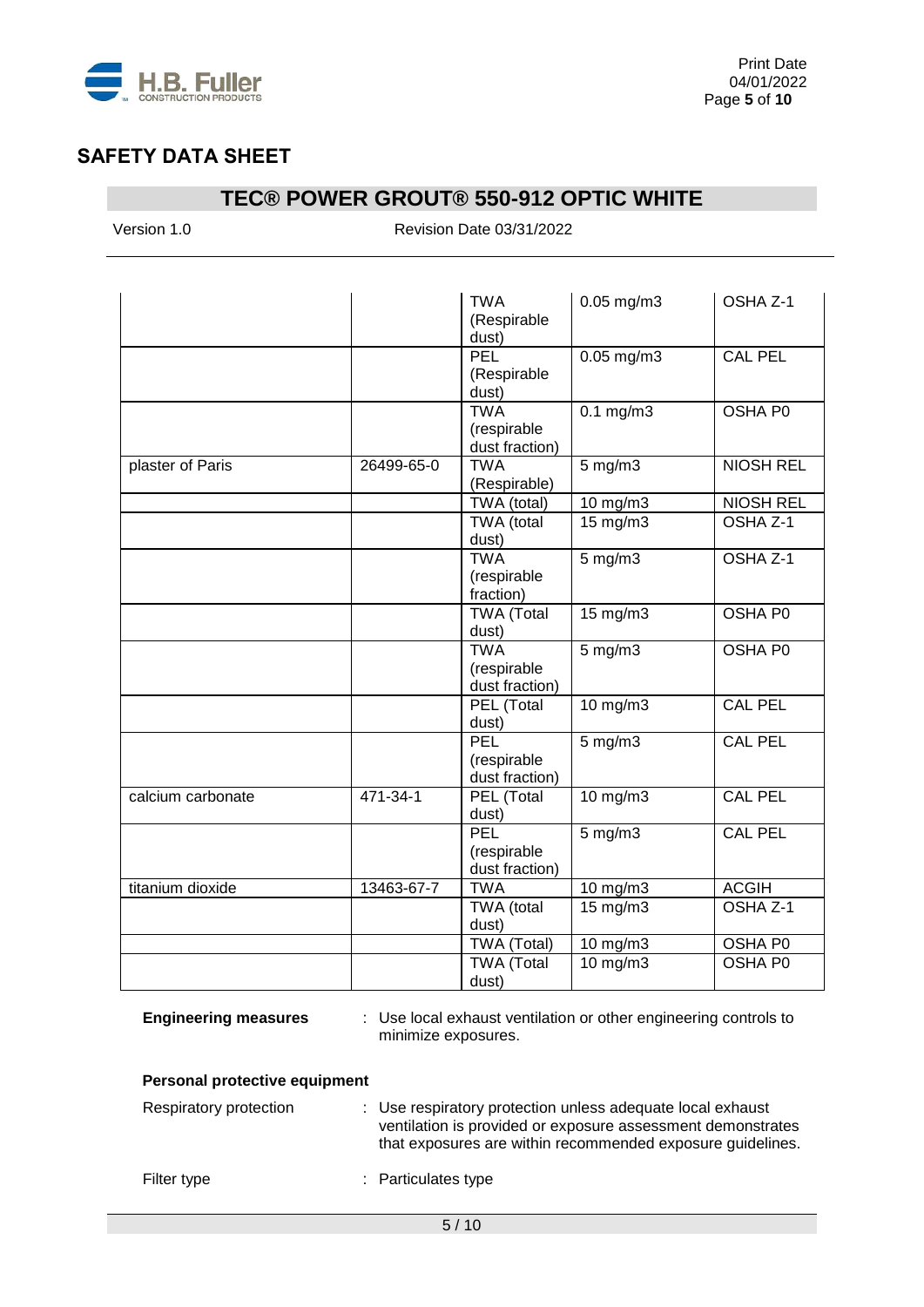| | | | | |
|---|---|---|---|---|
| | | TWA (Respirable dust) | 0.05 mg/m3 | OSHA Z-1 |
| | | PEL (Respirable dust) | 0.05 mg/m3 | CAL PEL |
| | | TWA (respirable dust fraction) | 0.1 mg/m3 | OSHA P0 |
| plaster of Paris | 26499-65-0 | TWA (Respirable) | 5 mg/m3 | NIOSH REL |
| | | TWA (total) | 10 mg/m3 | NIOSH REL |
| | | TWA (total dust) | 15 mg/m3 | OSHA Z-1 |
| | | TWA (respirable fraction) | 5 mg/m3 | OSHA Z-1 |
| | | TWA (Total dust) | 15 mg/m3 | OSHA P0 |
| | | TWA (respirable dust fraction) | 5 mg/m3 | OSHA P0 |
| | | PEL (Total dust) | 10 mg/m3 | CAL PEL |
| | | PEL (respirable dust fraction) | 5 mg/m3 | CAL PEL |
| calcium carbonate | 471-34-1 | PEL (Total dust) | 10 mg/m3 | CAL PEL |
| | | PEL (respirable dust fraction) | 5 mg/m3 | CAL PEL |
| titanium dioxide | 13463-67-7 | TWA | 10 mg/m3 | ACGIH |
| | | TWA (total dust) | 15 mg/m3 | OSHA Z-1 |
| | | TWA (Total) | 10 mg/m3 | OSHA P0 |
| | | TWA (Total dust) | 10 mg/m3 | OSHA P0 |

**Engineering measures** : Use local exhaust ventilation or other engineering controls to minimize exposures.

**Personal protective equipment**

Respiratory protection : Use respiratory protection unless adequate local exhaust ventilation is provided or exposure assessment demonstrates that exposures are within recommended exposure guidelines.

Filter type : Particulates type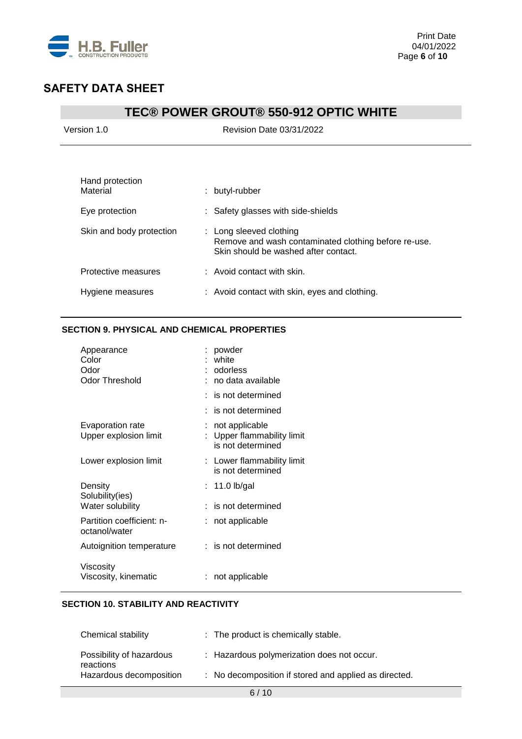# SAFETY DATA SHEET

## TEC® POWER GROUT® 550-912 OPTIC WHITE

Version 1.0 | Revision Date 03/31/2022

| | |
|---|---|
| Hand protection<br>Material | : butyl-rubber |
| Eye protection | : Safety glasses with side-shields |
| Skin and body protection | : Long sleeved clothing<br>Remove and wash contaminated clothing before re-use.<br>Skin should be washed after contact. |
| Protective measures | : Avoid contact with skin. |
| Hygiene measures | : Avoid contact with skin, eyes and clothing. |

### SECTION 9. PHYSICAL AND CHEMICAL PROPERTIES

| | |
|---|---|
| Appearance | : powder |
| Color | : white |
| Odor | : odorless |
| Odor Threshold | : no data available |
| | : is not determined |
| | : is not determined |
| Evaporation rate | : not applicable |
| Upper explosion limit | : Upper flammability limit<br>is not determined |
| Lower explosion limit | : Lower flammability limit<br>is not determined |
| Density | : 11.0 lb/gal |
| Solubility(ies)<br>Water solubility | : is not determined |
| Partition coefficient: n-octanol/water | : not applicable |
| Autoignition temperature | : is not determined |
| Viscosity<br>Viscosity, kinematic | : not applicable |

### SECTION 10. STABILITY AND REACTIVITY

| | |
|---|---|
| Chemical stability | : The product is chemically stable. |
| Possibility of hazardous reactions | : Hazardous polymerization does not occur. |
| Hazardous decomposition | : No decomposition if stored and applied as directed. |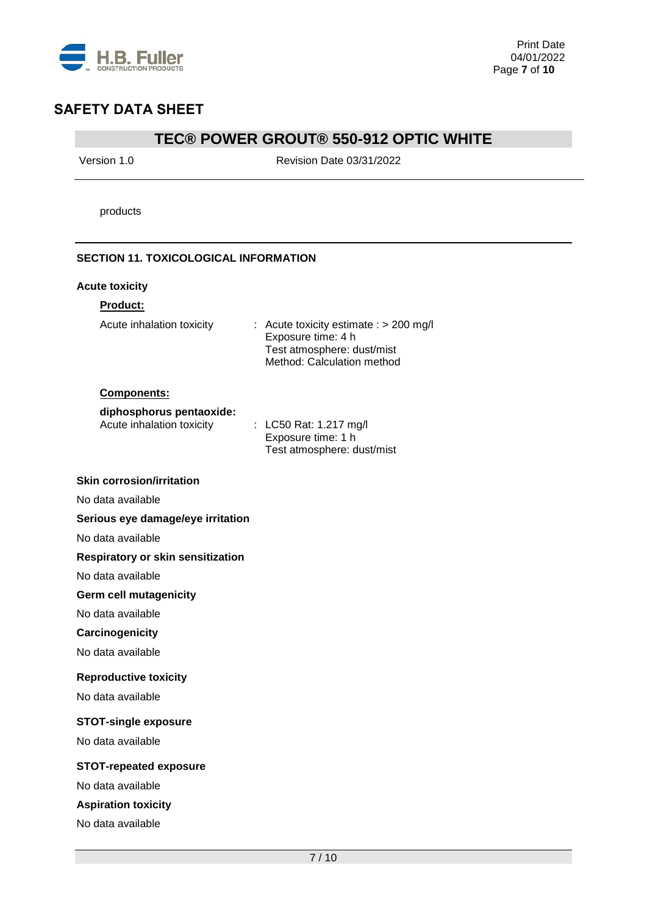products

## SECTION 11. TOXICOLOGICAL INFORMATION

### Acute toxicity

**Product:**

Acute inhalation toxicity : Acute toxicity estimate : > 200 mg/l
Exposure time: 4 h
Test atmosphere: dust/mist
Method: Calculation method

**Components:**

**diphosphorus pentaoxide:**

Acute inhalation toxicity : LC50 Rat: 1.217 mg/l
Exposure time: 1 h
Test atmosphere: dust/mist

### Skin corrosion/irritation

No data available

### Serious eye damage/eye irritation

No data available

### Respiratory or skin sensitization

No data available

### Germ cell mutagenicity

No data available

### Carcinogenicity

No data available

### Reproductive toxicity

No data available

### STOT-single exposure

No data available

### STOT-repeated exposure

No data available

### Aspiration toxicity

No data available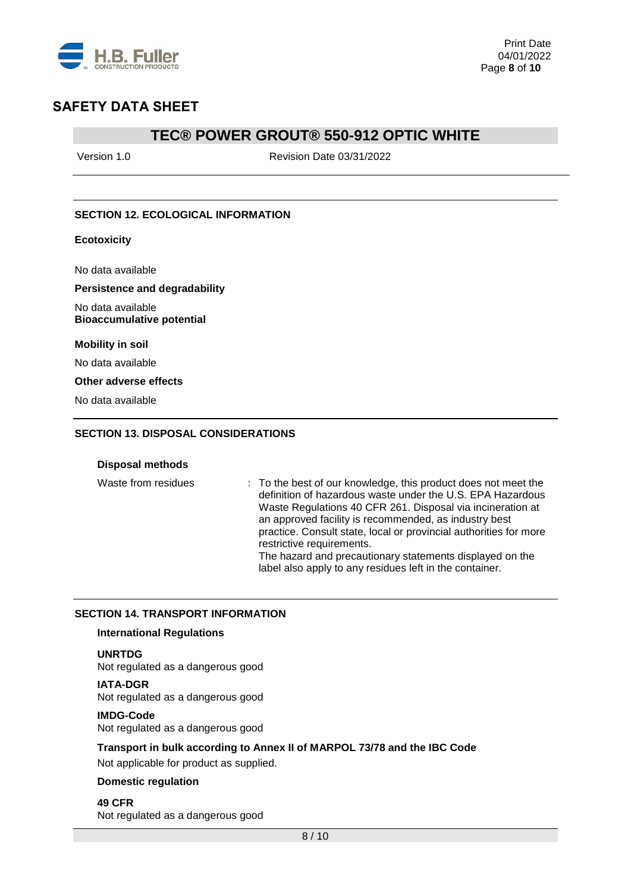## SECTION 12. ECOLOGICAL INFORMATION

**Ecotoxicity**

No data available

**Persistence and degradability**

No data available

**Bioaccumulative potential**

**Mobility in soil**

No data available

**Other adverse effects**

No data available

## SECTION 13. DISPOSAL CONSIDERATIONS

**Disposal methods**

Waste from residues : To the best of our knowledge, this product does not meet the definition of hazardous waste under the U.S. EPA Hazardous Waste Regulations 40 CFR 261. Disposal via incineration at an approved facility is recommended, as industry best practice. Consult state, local or provincial authorities for more restrictive requirements.
The hazard and precautionary statements displayed on the label also apply to any residues left in the container.

## SECTION 14. TRANSPORT INFORMATION

**International Regulations**

**UNRTDG**
Not regulated as a dangerous good

**IATA-DGR**
Not regulated as a dangerous good

**IMDG-Code**
Not regulated as a dangerous good

**Transport in bulk according to Annex II of MARPOL 73/78 and the IBC Code**

Not applicable for product as supplied.

**Domestic regulation**

**49 CFR**
Not regulated as a dangerous good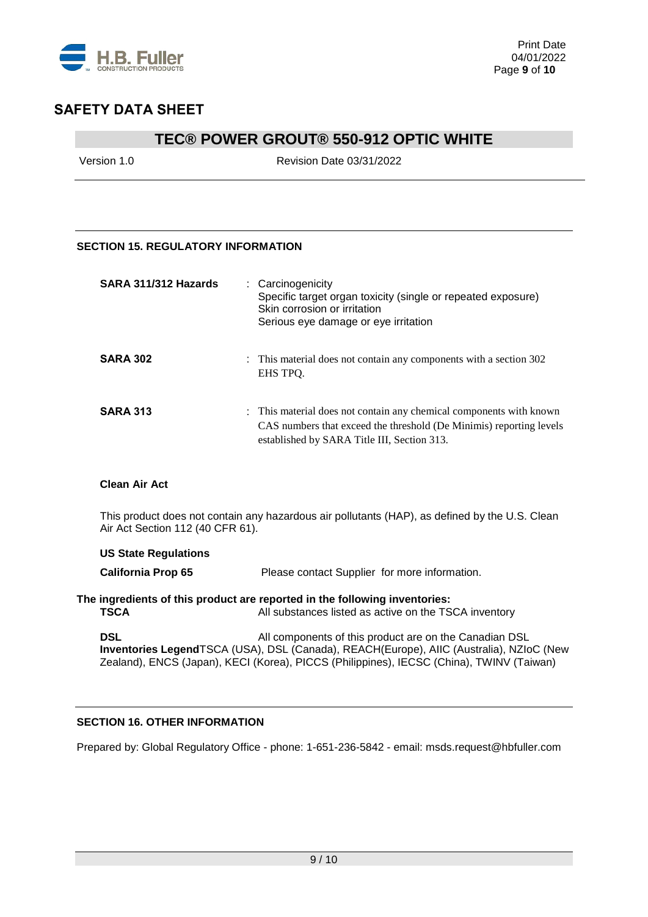## SECTION 15. REGULATORY INFORMATION

| | |
|---|---|
| **SARA 311/312 Hazards** | : Carcinogenicity<br>Specific target organ toxicity (single or repeated exposure)<br>Skin corrosion or irritation<br>Serious eye damage or eye irritation |
| **SARA 302** | : This material does not contain any components with a section 302 EHS TPQ. |
| **SARA 313** | : This material does not contain any chemical components with known CAS numbers that exceed the threshold (De Minimis) reporting levels established by SARA Title III, Section 313. |

**Clean Air Act**

This product does not contain any hazardous air pollutants (HAP), as defined by the U.S. Clean Air Act Section 112 (40 CFR 61).

**US State Regulations**

**California Prop 65** Please contact Supplier for more information.

**The ingredients of this product are reported in the following inventories:**

**TSCA** All substances listed as active on the TSCA inventory

**DSL** All components of this product are on the Canadian DSL

**Inventories Legend** TSCA (USA), DSL (Canada), REACH(Europe), AIIC (Australia), NZIoC (New Zealand), ENCS (Japan), KECI (Korea), PICCS (Philippines), IECSC (China), TWINV (Taiwan)

## SECTION 16. OTHER INFORMATION

Prepared by: Global Regulatory Office - phone: 1-651-236-5842 - email: msds.request@hbfuller.com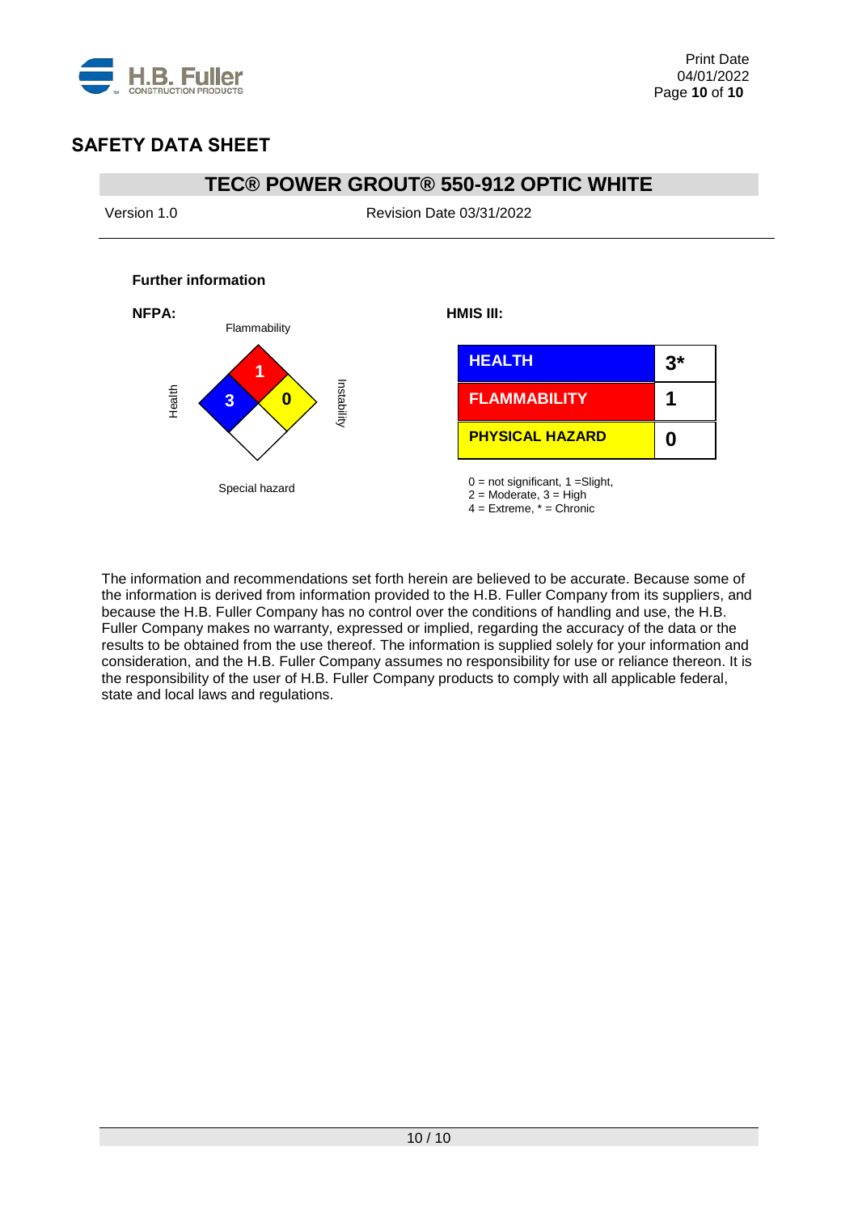## SAFETY DATA SHEET

### TEC® POWER GROUT® 550-912 OPTIC WHITE

Version 1.0 Revision Date 03/31/2022

**Further information**

**NFPA:**

Flammability
1

Health
3

Instability
0

Special hazard

**HMIS III:**

| | |
|---|---|
| HEALTH | 3* |
| FLAMMABILITY | 1 |
| PHYSICAL HAZARD | 0 |

0 = not significant, 1 =Slight,
2 = Moderate, 3 = High
4 = Extreme, * = Chronic

The information and recommendations set forth herein are believed to be accurate. Because some of the information is derived from information provided to the H.B. Fuller Company from its suppliers, and because the H.B. Fuller Company has no control over the conditions of handling and use, the H.B. Fuller Company makes no warranty, expressed or implied, regarding the accuracy of the data or the results to be obtained from the use thereof. The information is supplied solely for your information and consideration, and the H.B. Fuller Company assumes no responsibility for use or reliance thereon. It is the responsibility of the user of H.B. Fuller Company products to comply with all applicable federal, state and local laws and regulations.